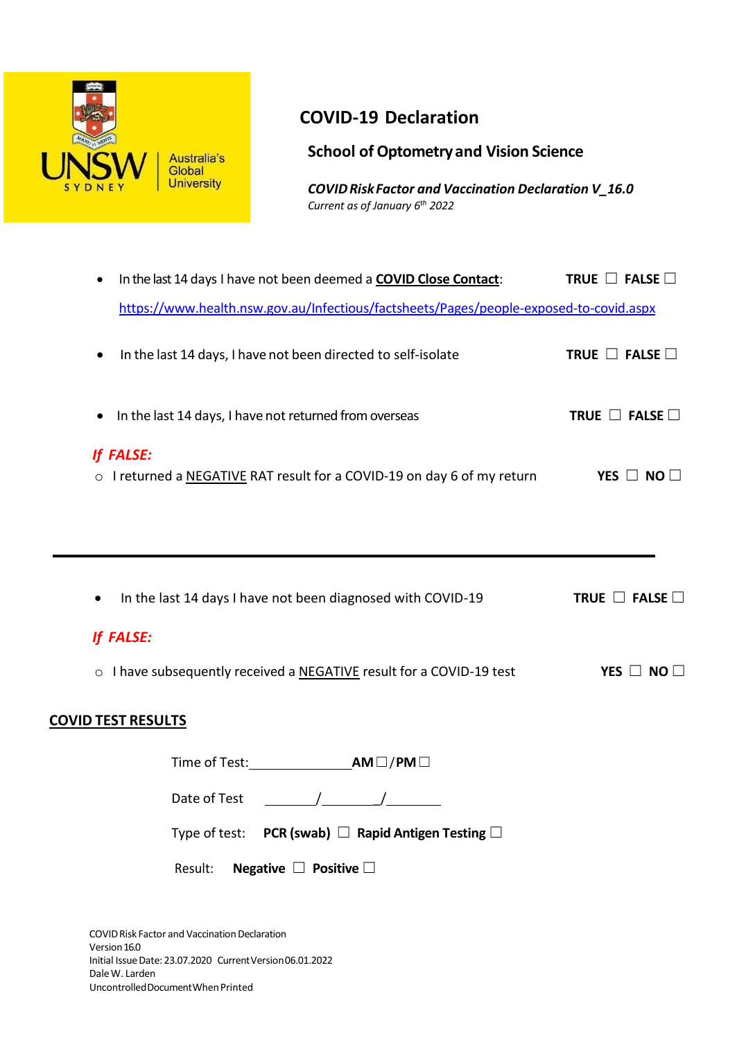UNSW SYDNEY Australia's Global University

# COVID-19 Declaration

## School of Optometry and Vision Science

***COVID Risk Factor and Vaccination Declaration V_16.0***

*Current as of January 6th 2022*

- In the last 14 days I have not been deemed a **COVID Close Contact**: **TRUE** ☐ **FALSE** ☐

  https://www.health.nsw.gov.au/Infectious/factsheets/Pages/people-exposed-to-covid.aspx

- In the last 14 days, I have not been directed to self-isolate **TRUE** ☐ **FALSE** ☐

- In the last 14 days, I have not returned from overseas **TRUE** ☐ **FALSE** ☐

***If FALSE:***

- I returned a NEGATIVE RAT result for a COVID-19 on day 6 of my return **YES** ☐ **NO** ☐

---

- In the last 14 days I have not been diagnosed with COVID-19 **TRUE** ☐ **FALSE** ☐

***If FALSE:***

- I have subsequently received a NEGATIVE result for a COVID-19 test **YES** ☐ **NO** ☐

**COVID TEST RESULTS**

Time of Test:______________ **AM** ☐ / **PM** ☐

Date of Test ________/________/________

Type of test: **PCR (swab)** ☐ **Rapid Antigen Testing** ☐

Result: **Negative** ☐ **Positive** ☐

COVID Risk Factor and Vaccination Declaration
Version 16.0
Initial Issue Date: 23.07.2020 Current Version 06.01.2022
Dale W. Larden
Uncontrolled Document When Printed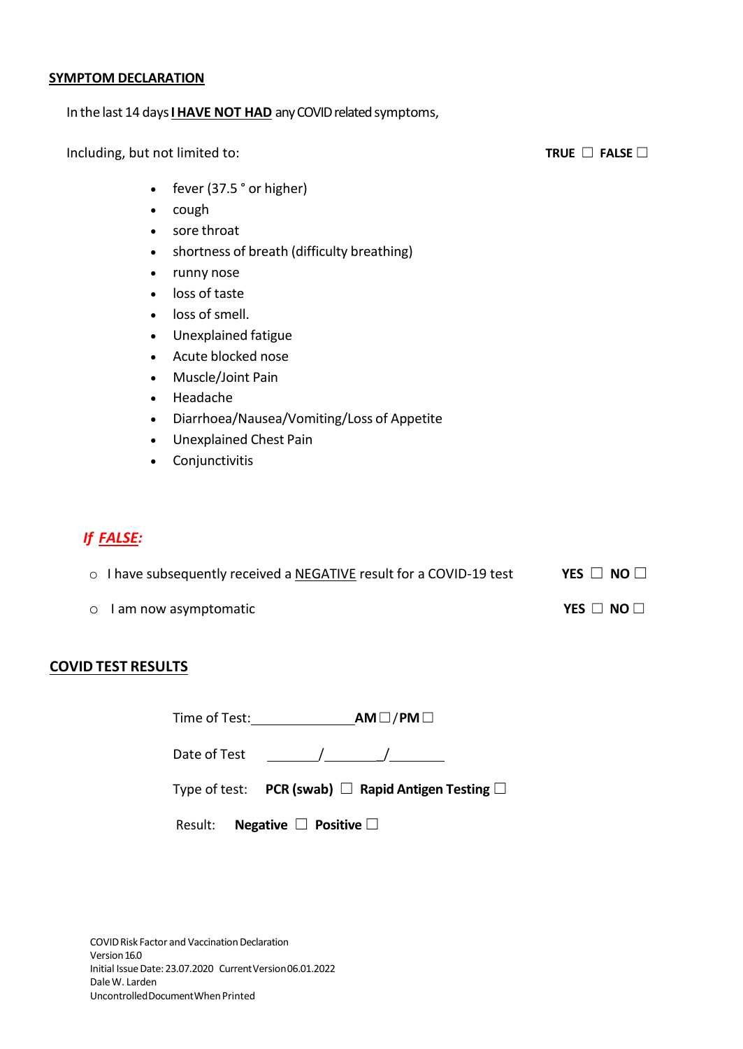## <u>SYMPTOM DECLARATION</u>

In the last 14 days **<u>I HAVE NOT HAD</u>** any COVID related symptoms,

Including, but not limited to: **TRUE** ☐ **FALSE** ☐

- fever (37.5 ° or higher)
- cough
- sore throat
- shortness of breath (difficulty breathing)
- runny nose
- loss of taste
- loss of smell.
- Unexplained fatigue
- Acute blocked nose
- Muscle/Joint Pain
- Headache
- Diarrhoea/Nausea/Vomiting/Loss of Appetite
- Unexplained Chest Pain
- Conjunctivitis

***If <u>FALSE</u>:***

- I have subsequently received a <u>NEGATIVE</u> result for a COVID-19 test **YES** ☐ **NO** ☐
- I am now asymptomatic **YES** ☐ **NO** ☐

## <u>COVID TEST RESULTS</u>

Time of Test:\_\_\_\_\_\_\_\_\_\_\_\_\_\_ **AM** ☐ / **PM** ☐

Date of Test \_\_\_\_\_\_\_\_/\_\_\_\_\_\_\_\_/\_\_\_\_\_\_\_\_

Type of test: **PCR (swab)** ☐ **Rapid Antigen Testing** ☐

Result: **Negative** ☐ **Positive** ☐

COVID Risk Factor and Vaccination Declaration
Version 16.0
Initial Issue Date: 23.07.2020 Current Version 06.01.2022
Dale W. Larden
Uncontrolled Document When Printed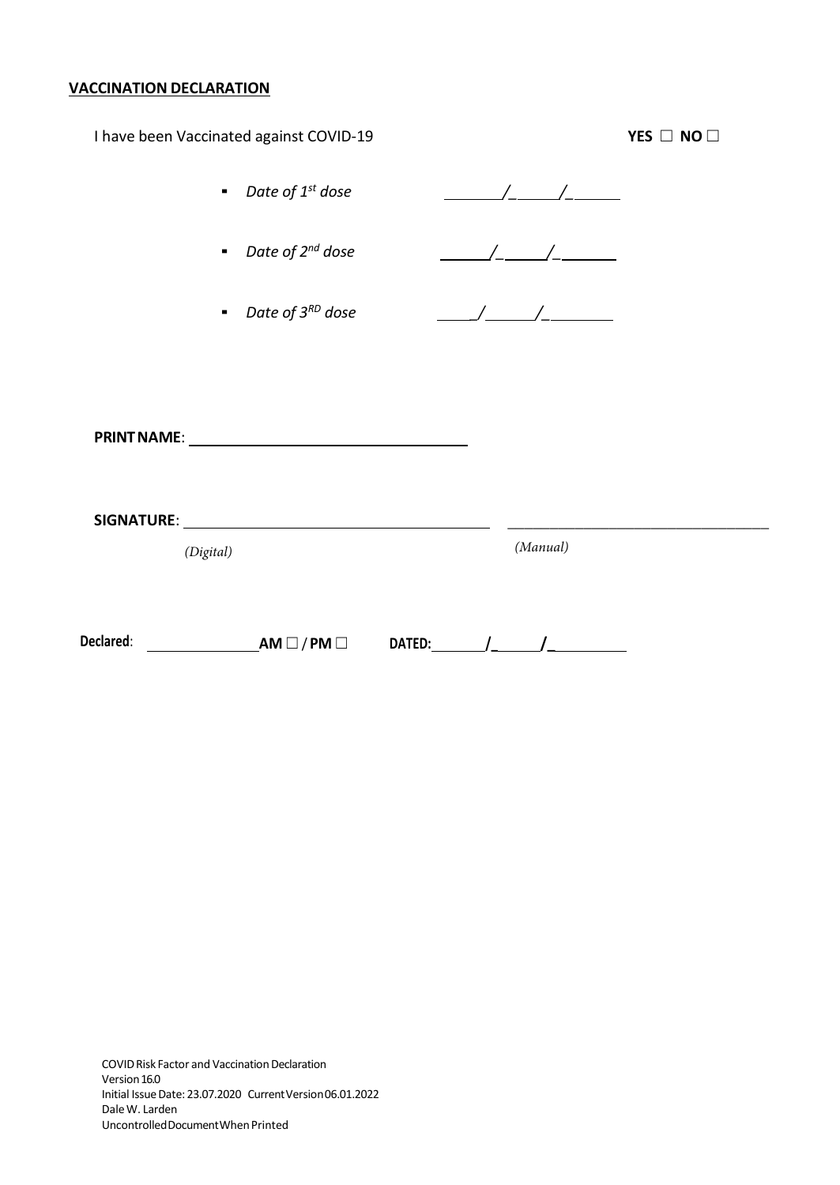**VACCINATION DECLARATION**

I have been Vaccinated against COVID-19 **YES** ☐ **NO** ☐

- *Date of 1st dose* \_\_\_\_\_\_/\_\_\_\_\_\_/\_\_\_\_\_\_
- *Date of 2nd dose* \_\_\_\_\_\_/\_\_\_\_\_\_/\_\_\_\_\_\_
- *Date of 3RD dose* \_\_\_\_\_\_/\_\_\_\_\_\_/\_\_\_\_\_\_

**PRINT NAME**: \_\_\_\_\_\_\_\_\_\_\_\_\_\_\_\_\_\_\_\_\_\_\_\_\_\_\_\_\_\_\_\_

**SIGNATURE**: \_\_\_\_\_\_\_\_\_\_\_\_\_\_\_\_\_\_\_\_\_\_\_\_\_\_\_\_\_\_\_\_ \_\_\_\_\_\_\_\_\_\_\_\_\_\_\_\_\_\_\_\_\_\_\_\_\_\_\_\_\_\_\_\_

*(Digital)* *(Manual)*

**Declared**: \_\_\_\_\_\_\_\_\_\_ **AM** ☐ / **PM** ☐ **DATED:** \_\_\_\_\_\_/\_\_\_\_\_\_/\_\_\_\_\_\_

COVID Risk Factor and Vaccination Declaration
Version 16.0
Initial Issue Date: 23.07.2020 Current Version 06.01.2022
Dale W. Larden
Uncontrolled Document When Printed